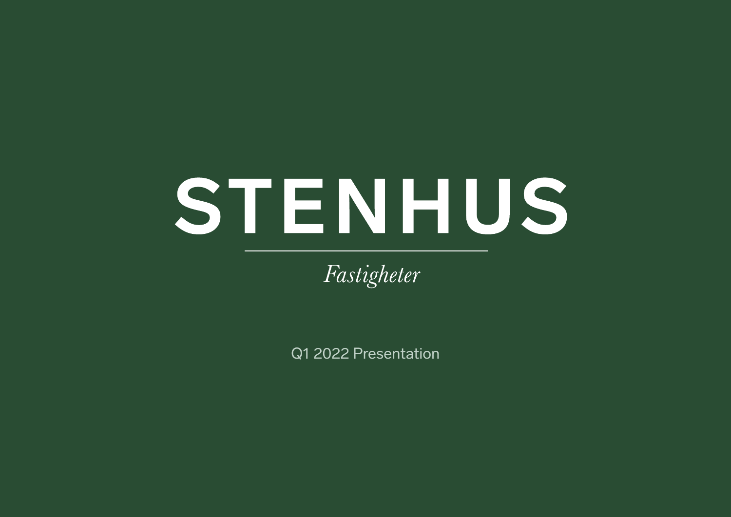# STENHUS

*Fastigheter*

Q1 2022 Presentation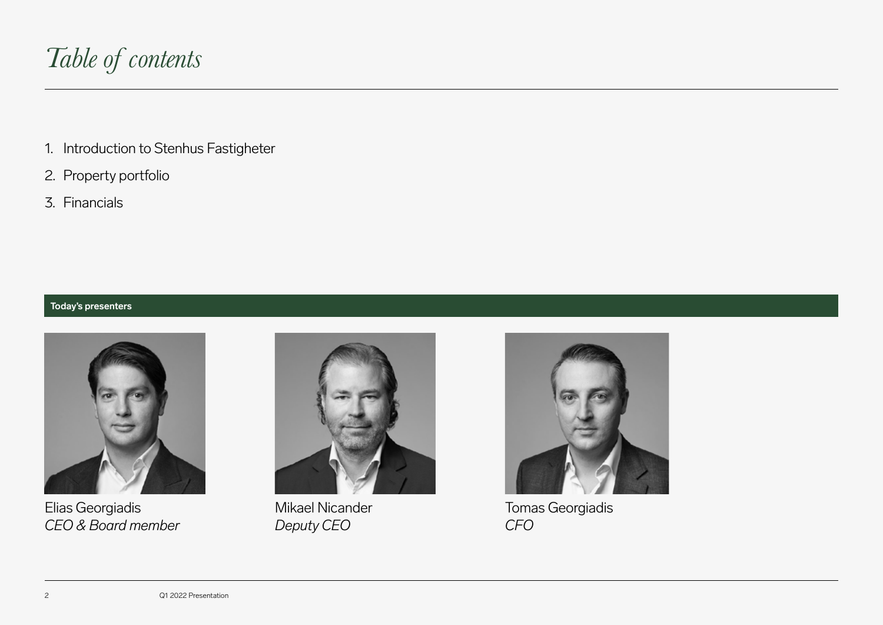# Table of contents

1. Introduction to Stenhus Fastigheter
2. Property portfolio
3. Financials

**Today's presenters**

Elias Georgiadis
*CEO & Board member*

Mikael Nicander
*Deputy CEO*

Tomas Georgiadis
*CFO*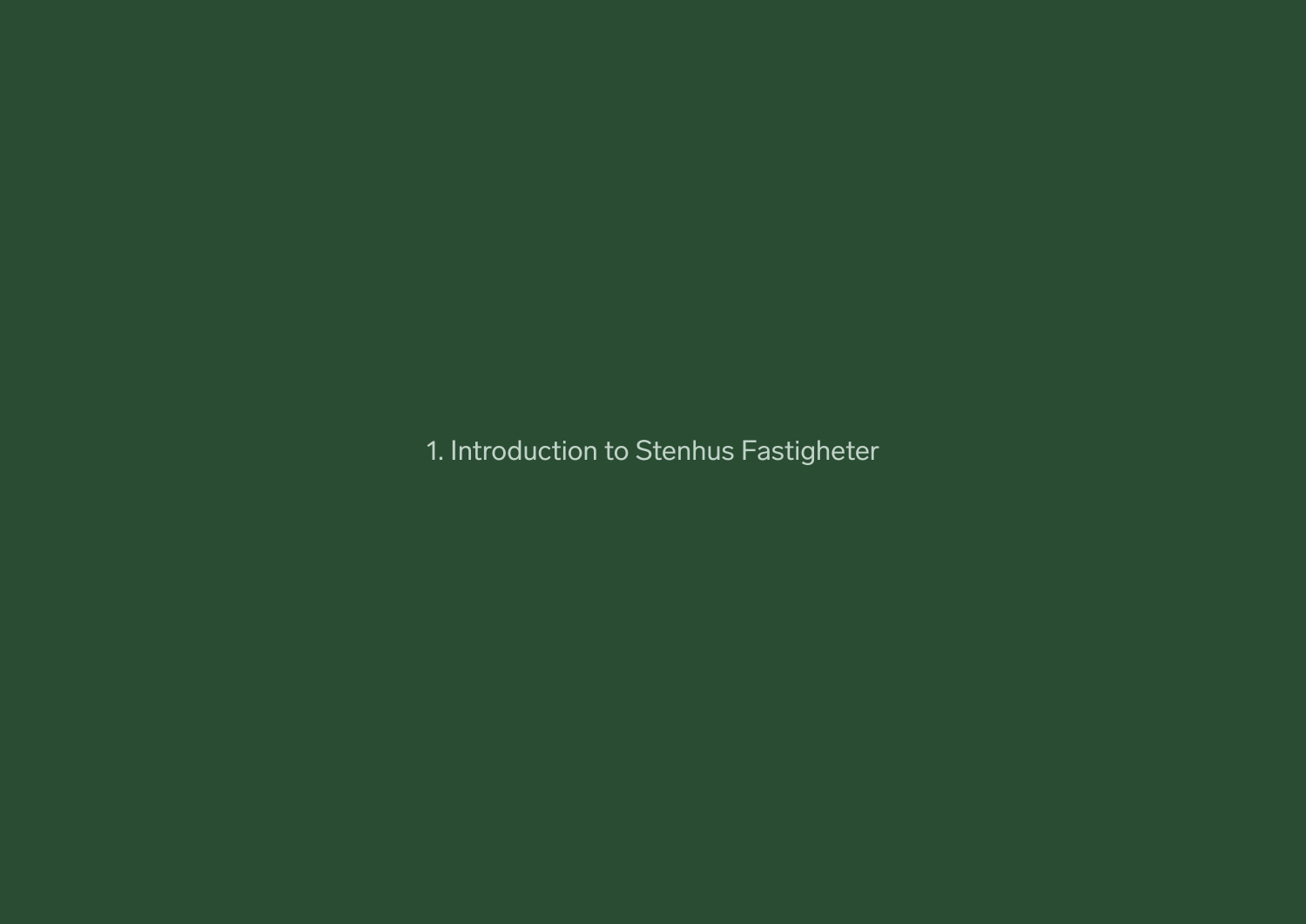# 1. Introduction to Stenhus Fastigheter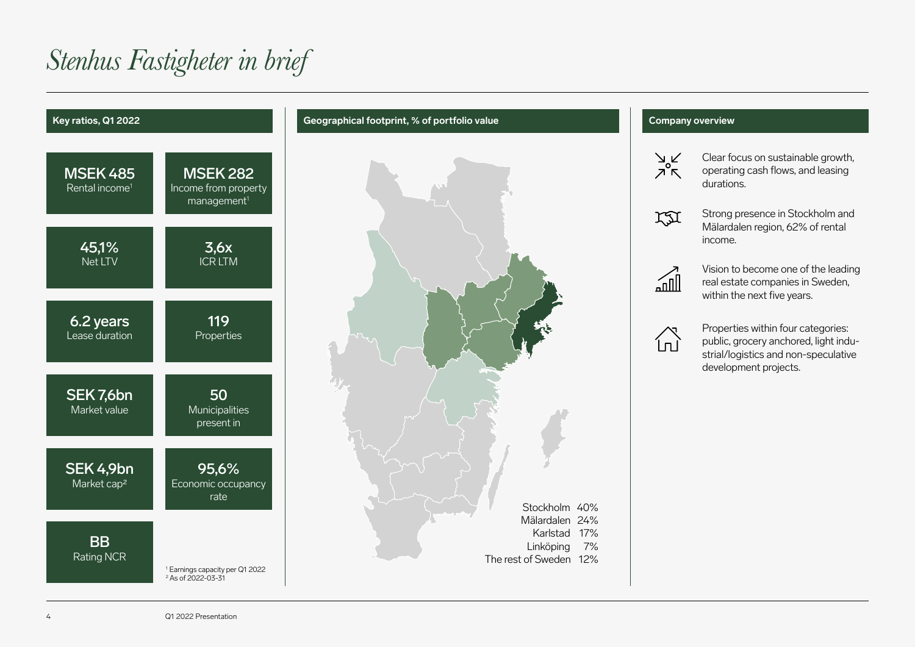# *Stenhus Fastigheter in brief*

## Key ratios, Q1 2022

| | |
|---|---|
| **MSEK 485** Rental income[1] | **MSEK 282** Income from property management[1] |
| **45,1%** Net LTV | **3,6x** ICR LTM |
| **6.2 years** Lease duration | **119** Properties |
| **SEK 7,6bn** Market value | **50** Municipalities present in |
| **SEK 4,9bn** Market cap[2] | **95,6%** Economic occupancy rate |
| **BB** Rating NCR | |

[1] Earnings capacity per Q1 2022
[2] As of 2022-03-31

## Geographical footprint, % of portfolio value

| Region | % |
|---|---|
| Stockholm | 40% |
| Mälardalen | 24% |
| Karlstad | 17% |
| Linköping | 7% |
| The rest of Sweden | 12% |

## Company overview

- Clear focus on sustainable growth, operating cash flows, and leasing durations.
- Strong presence in Stockholm and Mälardalen region, 62% of rental income.
- Vision to become one of the leading real estate companies in Sweden, within the next five years.
- Properties within four categories: public, grocery anchored, light industrial/logistics and non-speculative development projects.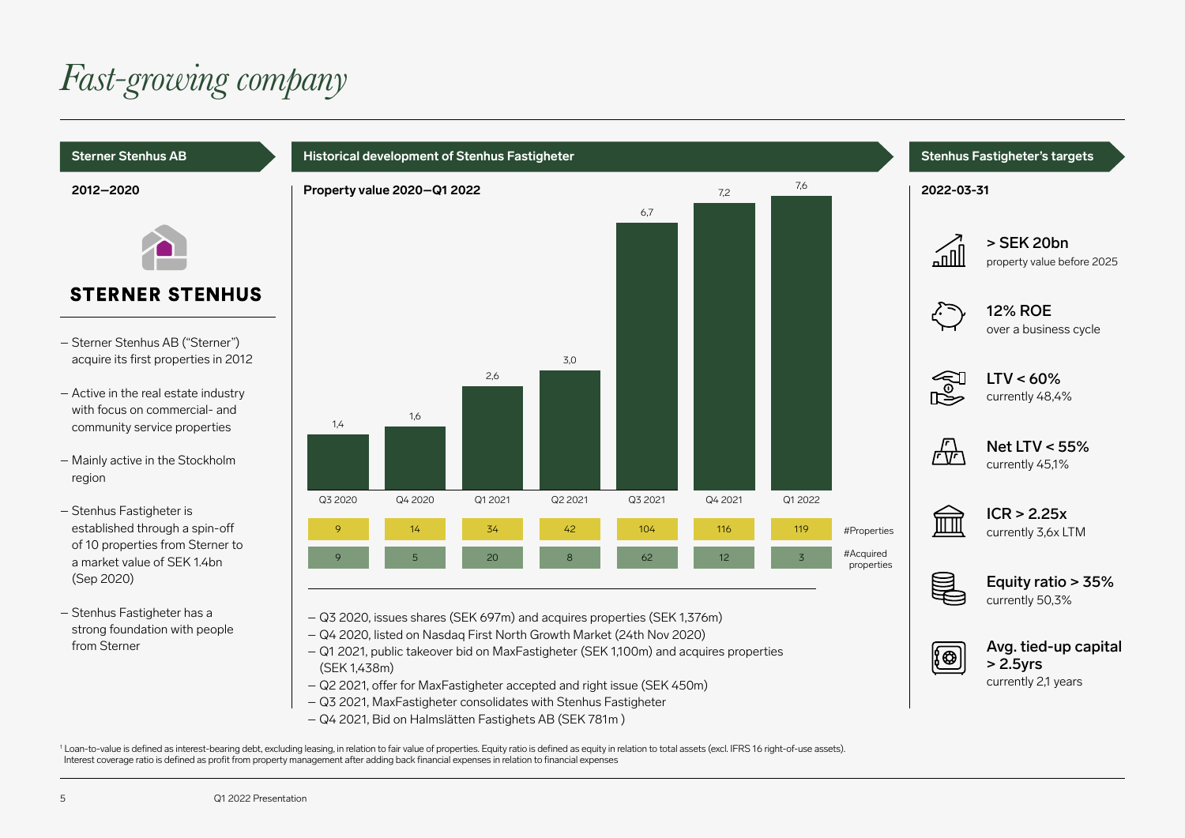# Fast-growing company

## Sterner Stenhus AB

**2012–2020**

**STERNER STENHUS**

- Sterner Stenhus AB ("Sterner") acquire its first properties in 2012
- Active in the real estate industry with focus on commercial- and community service properties
- Mainly active in the Stockholm region
- Stenhus Fastigheter is established through a spin-off of 10 properties from Sterner to a market value of SEK 1.4bn (Sep 2020)
- Stenhus Fastigheter has a strong foundation with people from Sterner

## Historical development of Stenhus Fastigheter

**Property value 2020—Q1 2022**

| | Q3 2020 | Q4 2020 | Q1 2021 | Q2 2021 | Q3 2021 | Q4 2021 | Q1 2022 |
|---|---|---|---|---|---|---|---|
| Property value | 1,4 | 1,6 | 2,6 | 3,0 | 6,7 | 7,2 | 7,6 |
| #Properties | 9 | 14 | 34 | 42 | 104 | 116 | 119 |
| #Acquired properties | 9 | 5 | 20 | 8 | 62 | 12 | 3 |

- Q3 2020, issues shares (SEK 697m) and acquires properties (SEK 1,376m)
- Q4 2020, listed on Nasdaq First North Growth Market (24th Nov 2020)
- Q1 2021, public takeover bid on MaxFastigheter (SEK 1,100m) and acquires properties (SEK 1,438m)
- Q2 2021, offer for MaxFastigheter accepted and right issue (SEK 450m)
- Q3 2021, MaxFastigheter consolidates with Stenhus Fastigheter
- Q4 2021, Bid on Halmslätten Fastighets AB (SEK 781m )

## Stenhus Fastigheter's targets

**2022-03-31**

**> SEK 20bn**
property value before 2025

**12% ROE**
over a business cycle

**LTV < 60%**
currently 48,4%

**Net LTV < 55%**
currently 45,1%

**ICR > 2.25x**
currently 3,6x LTM

**Equity ratio > 35%**
currently 50,3%

**Avg. tied-up capital > 2.5yrs**
currently 2,1 years

[1] Loan-to-value is defined as interest-bearing debt, excluding leasing, in relation to fair value of properties. Equity ratio is defined as equity in relation to total assets (excl. IFRS 16 right-of-use assets). Interest coverage ratio is defined as profit from property management after adding back financial expenses in relation to financial expenses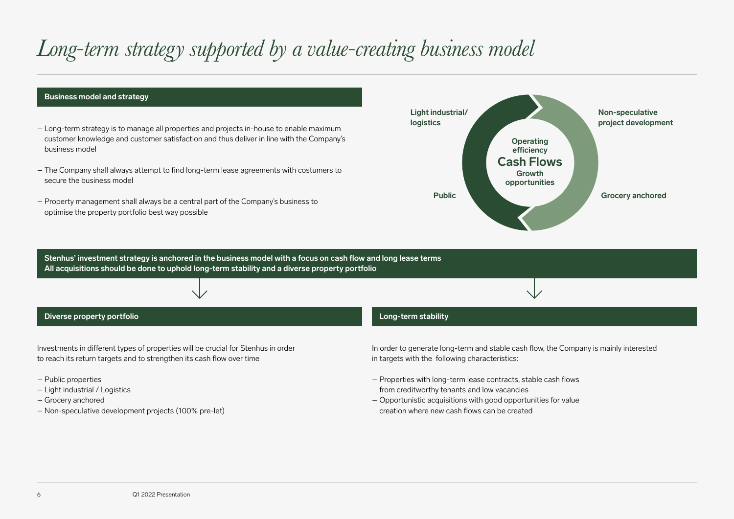# *Long-term strategy supported by a value-creating business model*

## Business model and strategy

- Long-term strategy is to manage all properties and projects in-house to enable maximum customer knowledge and customer satisfaction and thus deliver in line with the Company's business model
- The Company shall always attempt to find long-term lease agreements with costumers to secure the business model
- Property management shall always be a central part of the Company's business to optimise the property portfolio best way possible

Light industrial/ logistics

Non-speculative project development

Operating efficiency

Cash Flows

Growth opportunities

Public

Grocery anchored

**Stenhus' investment strategy is anchored in the business model with a focus on cash flow and long lease terms**
**All acquisitions should be done to uphold long-term stability and a diverse property portfolio**

## Diverse property portfolio

Investments in different types of properties will be crucial for Stenhus in order to reach its return targets and to strengthen its cash flow over time

- Public properties
- Light industrial / Logistics
- Grocery anchored
- Non-speculative development projects (100% pre-let)

## Long-term stability

In order to generate long-term and stable cash flow, the Company is mainly interested in targets with the following characteristics:

- Properties with long-term lease contracts, stable cash flows from creditworthy tenants and low vacancies
- Opportunistic acquisitions with good opportunities for value creation where new cash flows can be created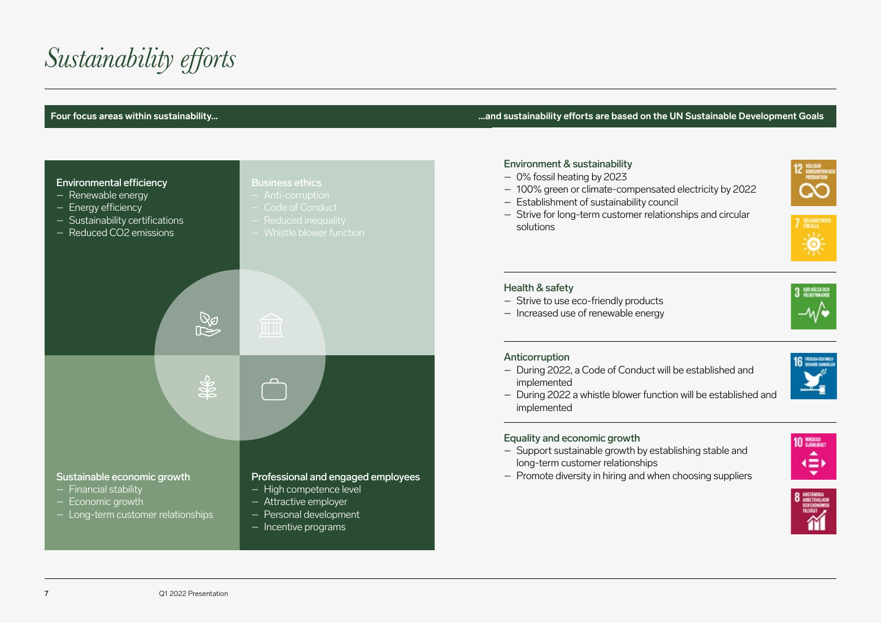# *Sustainability efforts*

**Four focus areas within sustainability...**

### Environmental efficiency
- Renewable energy
- Energy efficiency
- Sustainability certifications
- Reduced $CO_2$ emissions

### Business ethics
- Anti-corruption
- Code of Conduct
- Reduced inequality
- Whistle blower function

### Sustainable economic growth
- Financial stability
- Economic growth
- Long-term customer relationships

### Professional and engaged employees
- High competence level
- Attractive employer
- Personal development
- Incentive programs

**...and sustainability efforts are based on the UN Sustainable Development Goals**

### Environment & sustainability
- 0% fossil heating by 2023
- 100% green or climate-compensated electricity by 2022
- Establishment of sustainability council
- Strive for long-term customer relationships and circular solutions

12 HÅLLBAR KONSUMTION OCH PRODUKTION

7 HÅLLBAR ENERGI FÖR ALLA

### Health & safety
- Strive to use eco-friendly products
- Increased use of renewable energy

3 GOD HÄLSA OCH VÄLBEFINNANDE

### Anticorruption
- During 2022, a Code of Conduct will be established and implemented
- During 2022 a whistle blower function will be established and implemented

16 FREDLIGA OCH INKLUDERANDE SAMHÄLLEN

### Equality and economic growth
- Support sustainable growth by establishing stable and long-term customer relationships
- Promote diversity in hiring and when choosing suppliers

10 MINSKAD OJÄMLIKHET

8 ANSTÄNDIGA ARBETSVILLKOR OCH EKONOMISK TILLVÄXT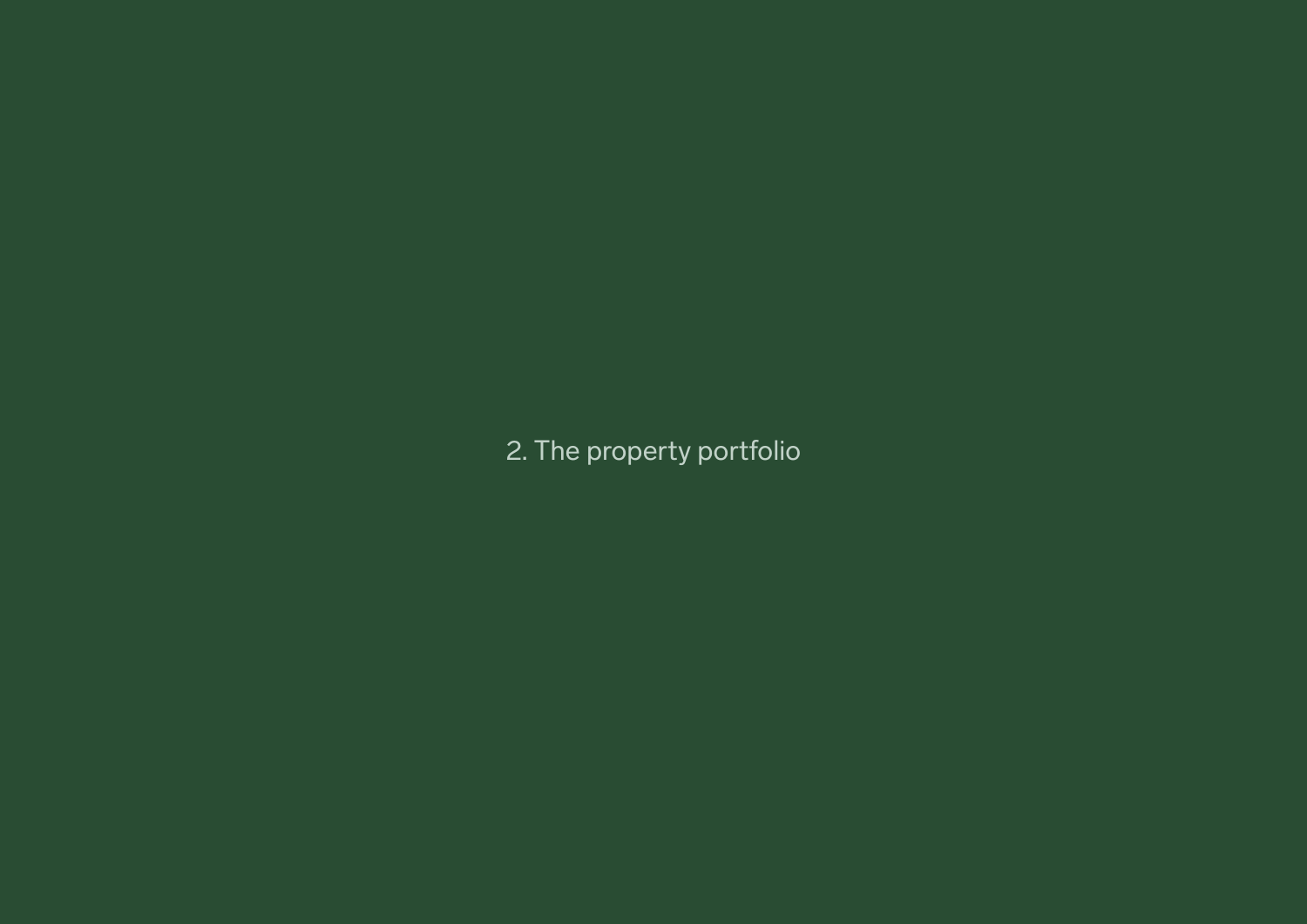# 2. The property portfolio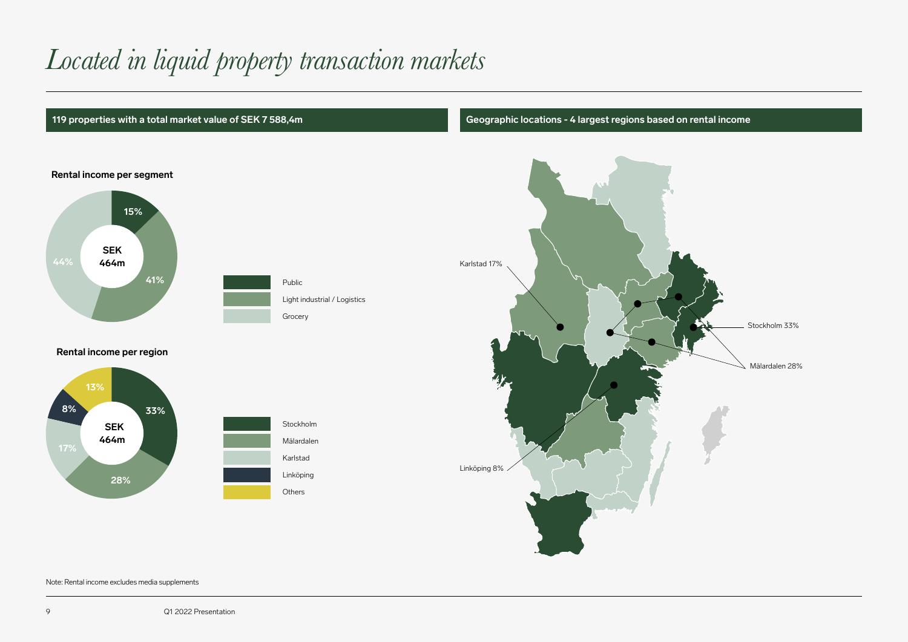# *Located in liquid property transaction markets*

## 119 properties with a total market value of SEK 7 588,4m

### Rental income per segment

SEK 464m

| Segment | Share |
| --- | --- |
| Public | 15% |
| Light industrial / Logistics | 41% |
| Grocery | 44% |

### Rental income per region

SEK 464m

| Region | Share |
| --- | --- |
| Stockholm | 33% |
| Mälardalen | 28% |
| Karlstad | 17% |
| Linköping | 8% |
| Others | 13% |

## Geographic locations - 4 largest regions based on rental income

Karlstad 17%

Stockholm 33%

Mälardalen 28%

Linköping 8%

Note: Rental income excludes media supplements

Q1 2022 Presentation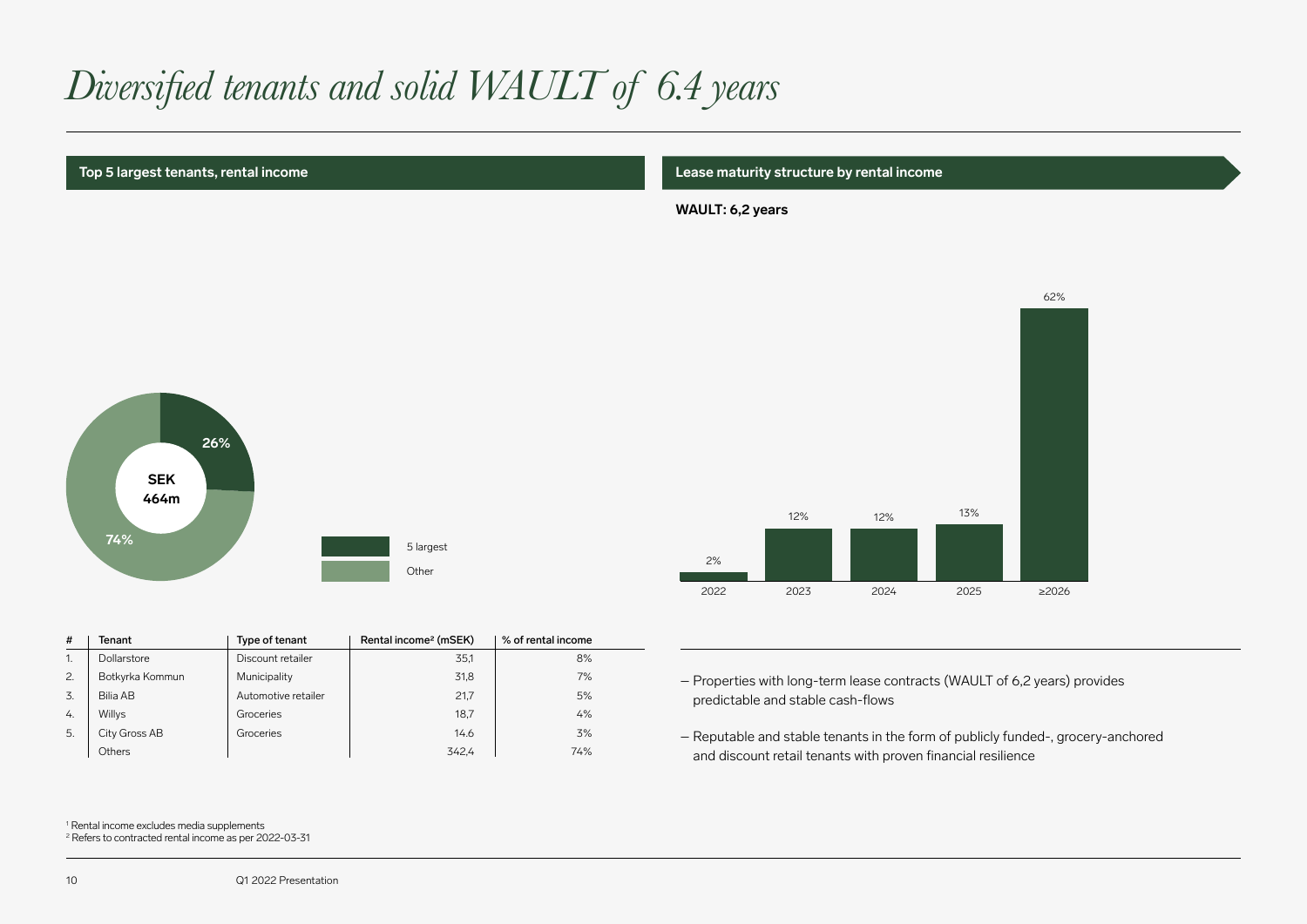# *Diversified tenants and solid WAULT of 6.4 years*

## Top 5 largest tenants, rental income

SEK 464m

- 5 largest: 26%
- Other: 74%

| # | Tenant | Type of tenant | Rental income[2] (mSEK) | % of rental income |
|---|---|---|---|---|
| 1. | Dollarstore | Discount retailer | 35,1 | 8% |
| 2. | Botkyrka Kommun | Municipality | 31,8 | 7% |
| 3. | Bilia AB | Automotive retailer | 21,7 | 5% |
| 4. | Willys | Groceries | 18,7 | 4% |
| 5. | City Gross AB | Groceries | 14.6 | 3% |
| | Others | | 342,4 | 74% |

## Lease maturity structure by rental income

**WAULT: 6,2 years**

| 2022 | 2023 | 2024 | 2025 | ≥2026 |
|---|---|---|---|---|
| 2% | 12% | 12% | 13% | 62% |

- Properties with long-term lease contracts (WAULT of 6,2 years) provides predictable and stable cash-flows
- Reputable and stable tenants in the form of publicly funded-, grocery-anchored and discount retail tenants with proven financial resilience

[1] Rental income excludes media supplements
[2] Refers to contracted rental income as per 2022-03-31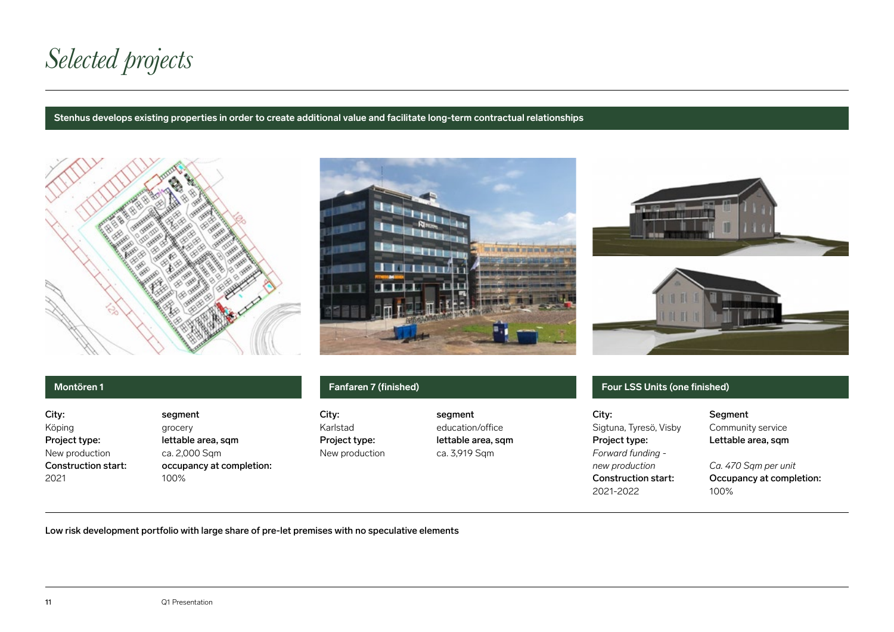# Selected projects

**Stenhus develops existing properties in order to create additional value and facilitate long-term contractual relationships**

## Montören 1

**City:**
Köping

**Project type:**
New production

**Construction start:**
2021

**segment**
grocery

**lettable area, sqm**
ca. 2,000 Sqm

**occupancy at completion:**
100%

## Fanfaren 7 (finished)

**City:**
Karlstad

**Project type:**
New production

**segment**
education/office

**lettable area, sqm**
ca. 3,919 Sqm

## Four LSS Units (one finished)

**City:**
Sigtuna, Tyresö, Visby

**Project type:**
*Forward funding - new production*

**Construction start:**
2021-2022

**Segment**
Community service

**Lettable area, sqm**
*Ca. 470 Sqm per unit*

**Occupancy at completion:**
100%

**Low risk development portfolio with large share of pre-let premises with no speculative elements**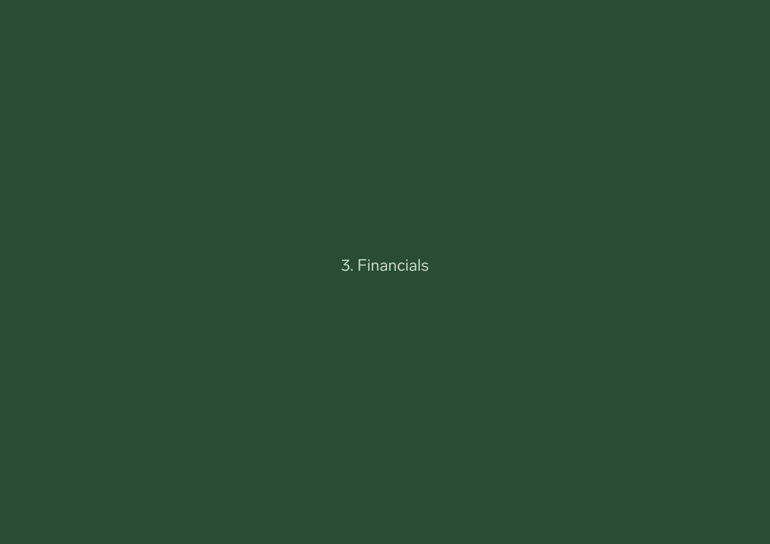# 3. Financials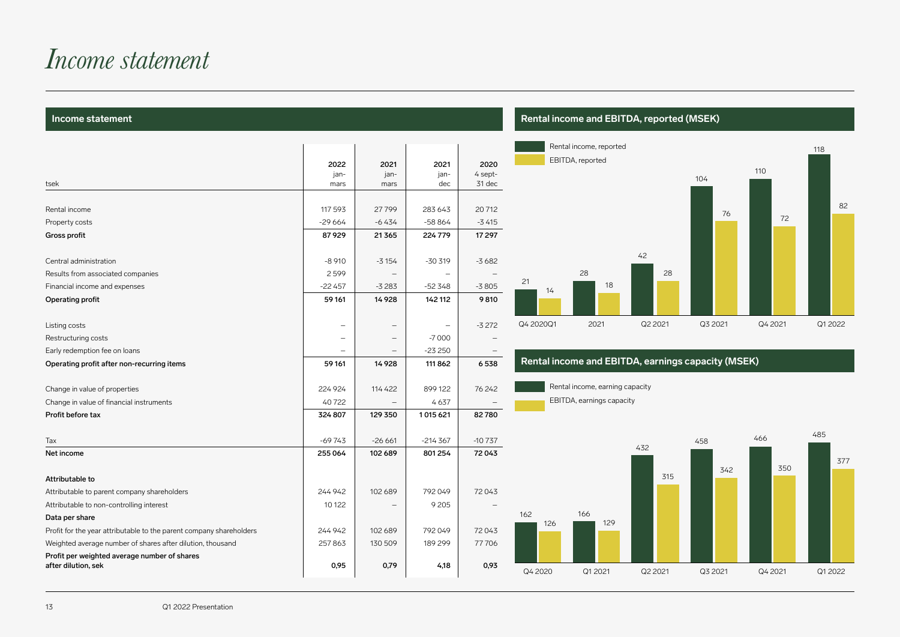# Income statement

## Income statement

| tsek | 2022 jan-mars | 2021 jan-mars | 2021 jan-dec | 2020 4 sept-31 dec |
|---|---|---|---|---|
| Rental income | 117 593 | 27 799 | 283 643 | 20 712 |
| Property costs | -29 664 | -6 434 | -58 864 | -3 415 |
| **Gross profit** | **87 929** | **21 365** | **224 779** | **17 297** |
| Central administration | -8 910 | -3 154 | -30 319 | -3 682 |
| Results from associated companies | 2 599 | – | – | – |
| Financial income and expenses | -22 457 | -3 283 | -52 348 | -3 805 |
| **Operating profit** | **59 161** | **14 928** | **142 112** | **9 810** |
| Listing costs | – | – | – | -3 272 |
| Restructuring costs | – | – | -7 000 | – |
| Early redemption fee on loans | – | – | -23 250 | – |
| **Operating profit after non-recurring items** | **59 161** | **14 928** | **111 862** | **6 538** |
| Change in value of properties | 224 924 | 114 422 | 899 122 | 76 242 |
| Change in value of financial instruments | 40 722 | – | 4 637 | – |
| **Profit before tax** | **324 807** | **129 350** | **1 015 621** | **82 780** |
| Tax | -69 743 | -26 661 | -214 367 | -10 737 |
| **Net income** | **255 064** | **102 689** | **801 254** | **72 043** |
| **Attributable to** | | | | |
| Attributable to parent company shareholders | 244 942 | 102 689 | 792 049 | 72 043 |
| Attributable to non-controlling interest | 10 122 | – | 9 205 | – |
| **Data per share** | | | | |
| Profit for the year attributable to the parent company shareholders | 244 942 | 102 689 | 792 049 | 72 043 |
| Weighted average number of shares after dilution, thousand | 257 863 | 130 509 | 189 299 | 77 706 |
| **Profit per weighted average number of shares after dilution, sek** | **0,95** | **0,79** | **4,18** | **0,93** |

## Rental income and EBITDA, reported (MSEK)

| | Q4 2020 | Q1 2021 | Q2 2021 | Q3 2021 | Q4 2021 | Q1 2022 |
|---|---|---|---|---|---|---|
| Rental income, reported | 21 | 28 | 42 | 104 | 110 | 118 |
| EBITDA, reported | 14 | 18 | 28 | 76 | 72 | 82 |

## Rental income and EBITDA, earnings capacity (MSEK)

| | Q4 2020 | Q1 2021 | Q2 2021 | Q3 2021 | Q4 2021 | Q1 2022 |
|---|---|---|---|---|---|---|
| Rental income, earning capacity | 162 | 166 | 432 | 458 | 466 | 485 |
| EBITDA, earnings capacity | 126 | 129 | 315 | 342 | 350 | 377 |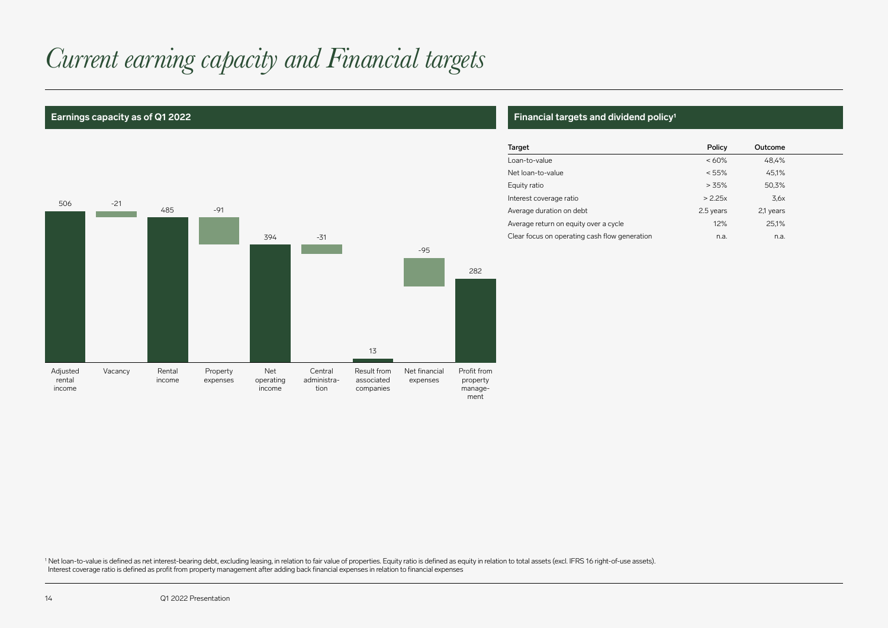# *Current earning capacity and Financial targets*

## Earnings capacity as of Q1 2022

| Item | Value |
|---|---|
| Adjusted rental income | 506 |
| Vacancy | -21 |
| Rental income | 485 |
| Property expenses | -91 |
| Net operating income | 394 |
| Central administration | -31 |
| Result from associated companies | 13 |
| Net financial expenses | -95 |
| Profit from property management | 282 |

## Financial targets and dividend policy[1]

| Target | Policy | Outcome |
|---|---|---|
| Loan-to-value | < 60% | 48,4% |
| Net loan-to-value | < 55% | 45,1% |
| Equity ratio | > 35% | 50,3% |
| Interest coverage ratio | > 2.25x | 3,6x |
| Average duration on debt | 2.5 years | 2,1 years |
| Average return on equity over a cycle | 12% | 25,1% |
| Clear focus on operating cash flow generation | n.a. | n.a. |

[1] Net loan-to-value is defined as net interest-bearing debt, excluding leasing, in relation to fair value of properties. Equity ratio is defined as equity in relation to total assets (excl. IFRS 16 right-of-use assets). Interest coverage ratio is defined as profit from property management after adding back financial expenses in relation to financial expenses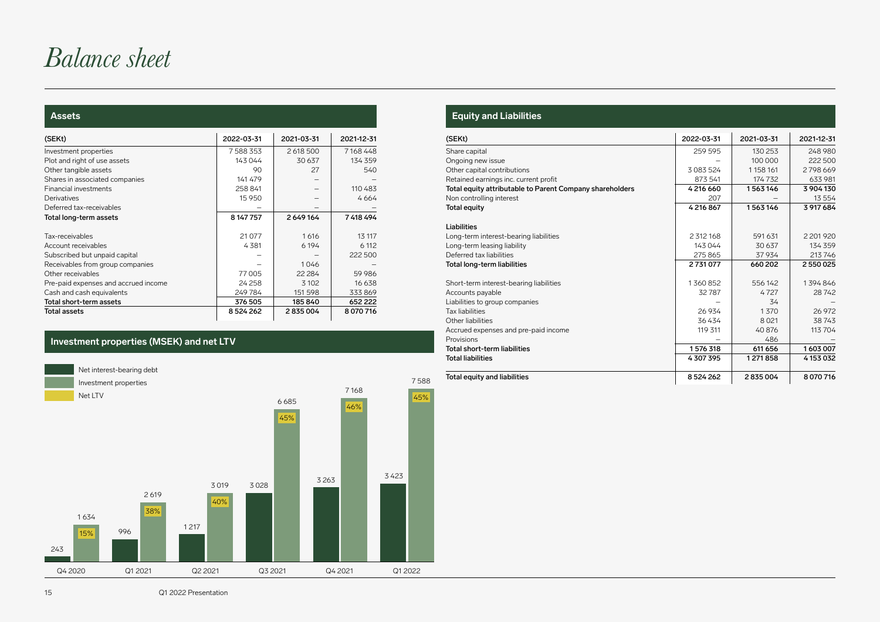# Balance sheet

## Assets

| (SEKt) | 2022-03-31 | 2021-03-31 | 2021-12-31 |
|---|---|---|---|
| Investment properties | 7 588 353 | 2 618 500 | 7 168 448 |
| Plot and right of use assets | 143 044 | 30 637 | 134 359 |
| Other tangible assets | 90 | 27 | 540 |
| Shares in associated companies | 141 479 | – | – |
| Financial investments | 258 841 | – | 110 483 |
| Derivatives | 15 950 | – | 4 664 |
| Deferred tax-receivables | – | – | – |
| **Total long-term assets** | **8 147 757** | **2 649 164** | **7 418 494** |
| | | | |
| Tax-receivables | 21 077 | 1 616 | 13 117 |
| Account receivables | 4 381 | 6 194 | 6 112 |
| Subscribed but unpaid capital | – | – | 222 500 |
| Receivables from group companies | – | 1 046 | – |
| Other receivables | 77 005 | 22 284 | 59 986 |
| Pre-paid expenses and accrued income | 24 258 | 3 102 | 16 638 |
| Cash and cash equivalents | 249 784 | 151 598 | 333 869 |
| **Total short-term assets** | **376 505** | **185 840** | **652 222** |
| **Total assets** | **8 524 262** | **2 835 004** | **8 070 716** |

## Investment properties (MSEK) and net LTV

| | Q4 2020 | Q1 2021 | Q2 2021 | Q3 2021 | Q4 2021 | Q1 2022 |
|---|---|---|---|---|---|---|
| Net interest-bearing debt | 243 | 996 | 1 217 | 3 028 | 3 263 | 3 423 |
| Investment properties | 1 634 | 2 619 | 3 019 | 6 685 | 7 168 | 7 588 |
| Net LTV | 15% | 38% | 40% | 45% | 46% | 45% |

## Equity and Liabilities

| (SEKt) | 2022-03-31 | 2021-03-31 | 2021-12-31 |
|---|---|---|---|
| Share capital | 259 595 | 130 253 | 248 980 |
| Ongoing new issue | – | 100 000 | 222 500 |
| Other capital contributions | 3 083 524 | 1 158 161 | 2 798 669 |
| Retained earnings inc. current profit | 873 541 | 174 732 | 633 981 |
| **Total equity attributable to Parent Company shareholders** | **4 216 660** | **1 563 146** | **3 904 130** |
| Non controlling interest | 207 | – | 13 554 |
| **Total equity** | **4 216 867** | **1 563 146** | **3 917 684** |
| | | | |
| **Liabilities** | | | |
| Long-term interest-bearing liabilities | 2 312 168 | 591 631 | 2 201 920 |
| Long-term leasing liability | 143 044 | 30 637 | 134 359 |
| Deferred tax liabilities | 275 865 | 37 934 | 213 746 |
| **Total long-term liabilities** | **2 731 077** | **660 202** | **2 550 025** |
| | | | |
| Short-term interest-bearing liabilities | 1 360 852 | 556 142 | 1 394 846 |
| Accounts payable | 32 787 | 4 727 | 28 742 |
| Liabilities to group companies | – | 34 | – |
| Tax liabilities | 26 934 | 1 370 | 26 972 |
| Other liabilities | 36 434 | 8 021 | 38 743 |
| Accrued expenses and pre-paid income | 119 311 | 40 876 | 113 704 |
| Provisions | – | 486 | – |
| **Total short-term liabilities** | **1 576 318** | **611 656** | **1 603 007** |
| **Total liabilities** | **4 307 395** | **1 271 858** | **4 153 032** |
| | | | |
| **Total equity and liabilities** | **8 524 262** | **2 835 004** | **8 070 716** |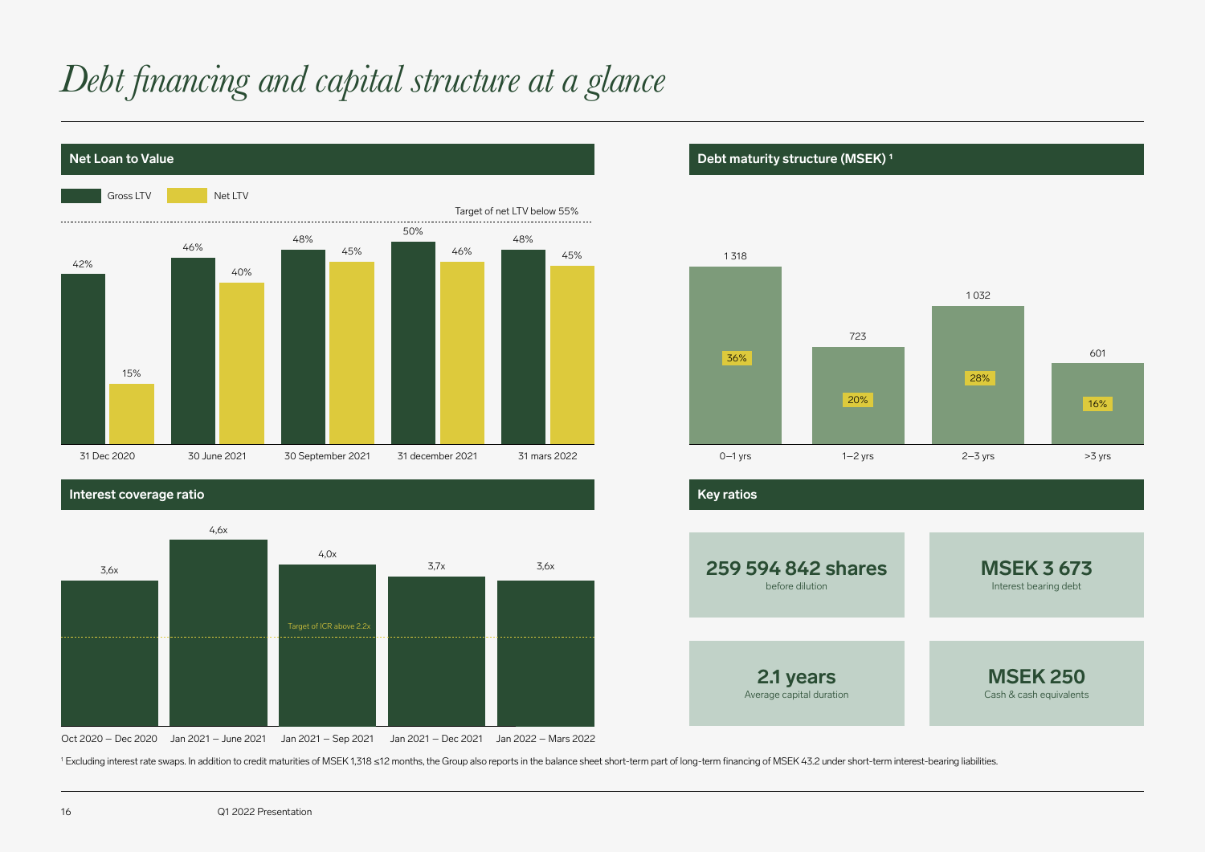# *Debt financing and capital structure at a glance*

## Net Loan to Value

Target of net LTV below 55%

| | Gross LTV | Net LTV |
|---|---|---|
| 31 Dec 2020 | 42% | 15% |
| 30 June 2021 | 46% | 40% |
| 30 September 2021 | 48% | 45% |
| 31 december 2021 | 50% | 46% |
| 31 mars 2022 | 48% | 45% |

## Debt maturity structure (MSEK) [1]

| | MSEK | Share |
|---|---|---|
| 0–1 yrs | 1 318 | 36% |
| 1–2 yrs | 723 | 20% |
| 2–3 yrs | 1 032 | 28% |
| >3 yrs | 601 | 16% |

## Interest coverage ratio

Target of ICR above 2.2x

| Period | ICR |
|---|---|
| Oct 2020 – Dec 2020 | 3,6x |
| Jan 2021 – June 2021 | 4,6x |
| Jan 2021 – Sep 2021 | 4,0x |
| Jan 2021 – Dec 2021 | 3,7x |
| Jan 2022 – Mars 2022 | 3,6x |

## Key ratios

**259 594 842 shares**
before dilution

**MSEK 3 673**
Interest bearing debt

**2.1 years**
Average capital duration

**MSEK 250**
Cash & cash equivalents

[1] Excluding interest rate swaps. In addition to credit maturities of MSEK 1,318 ≤12 months, the Group also reports in the balance sheet short-term part of long-term financing of MSEK 43.2 under short-term interest-bearing liabilities.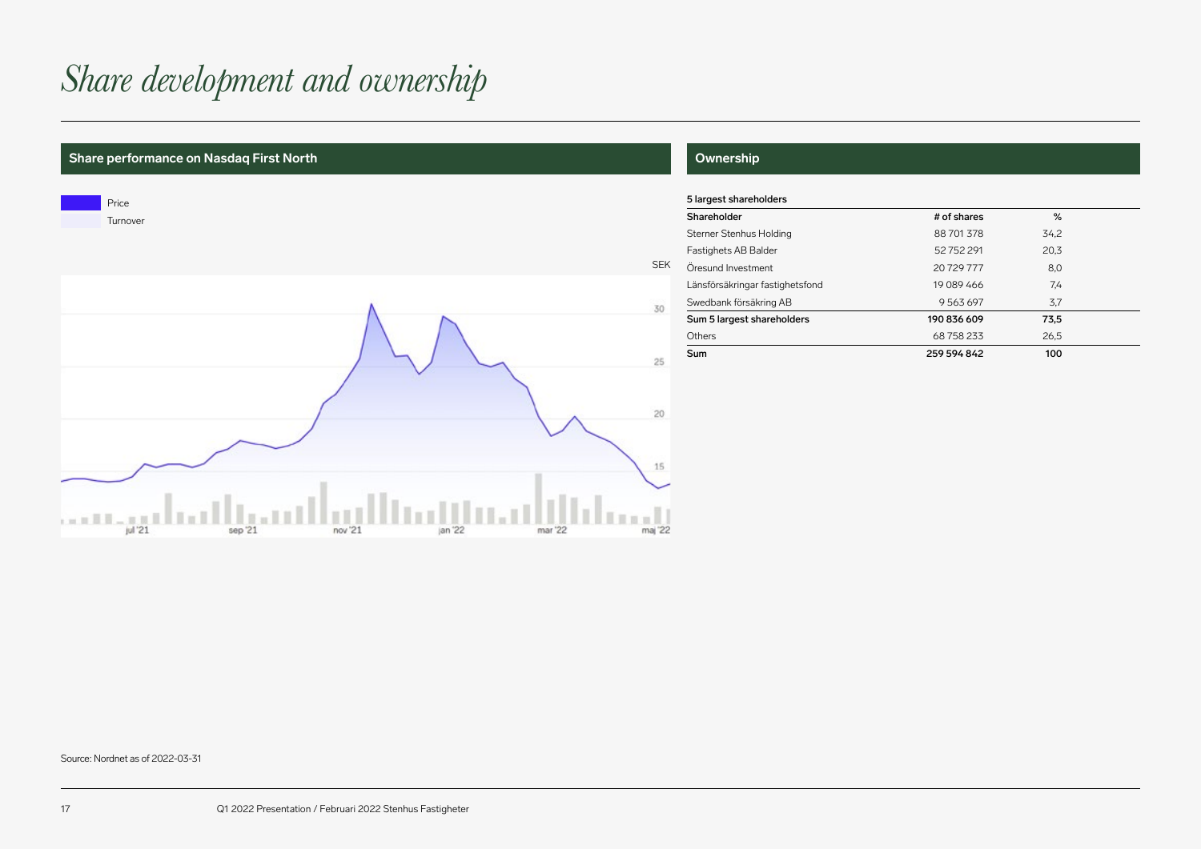# *Share development and ownership*

## Share performance on Nasdaq First North

Price

Turnover

SEK

30

25

20

15

jul '21 sep '21 nov '21 jan '22 mar '22 maj '22

## Ownership

**5 largest shareholders**

| Shareholder | # of shares | % |
|---|---|---|
| Sterner Stenhus Holding | 88 701 378 | 34,2 |
| Fastighets AB Balder | 52 752 291 | 20,3 |
| Öresund Investment | 20 729 777 | 8,0 |
| Länsförsäkringar fastighetsfond | 19 089 466 | 7,4 |
| Swedbank försäkring AB | 9 563 697 | 3,7 |
| **Sum 5 largest shareholders** | **190 836 609** | **73,5** |
| Others | 68 758 233 | 26,5 |
| **Sum** | **259 594 842** | **100** |

Source: Nordnet as of 2022-03-31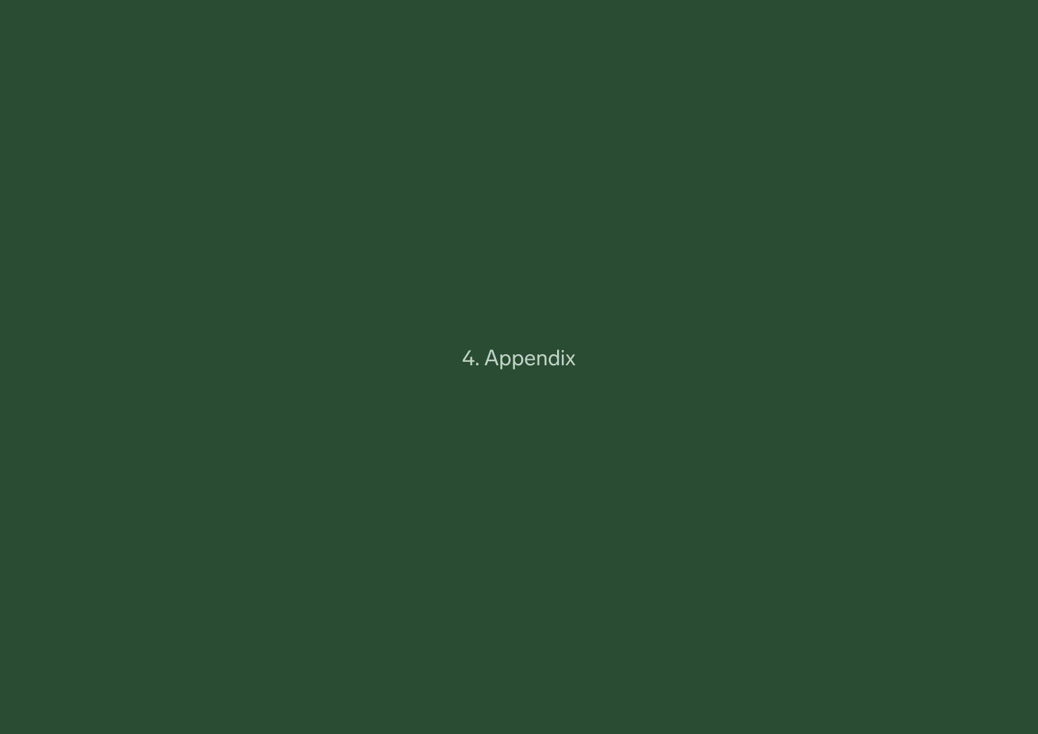# 4. Appendix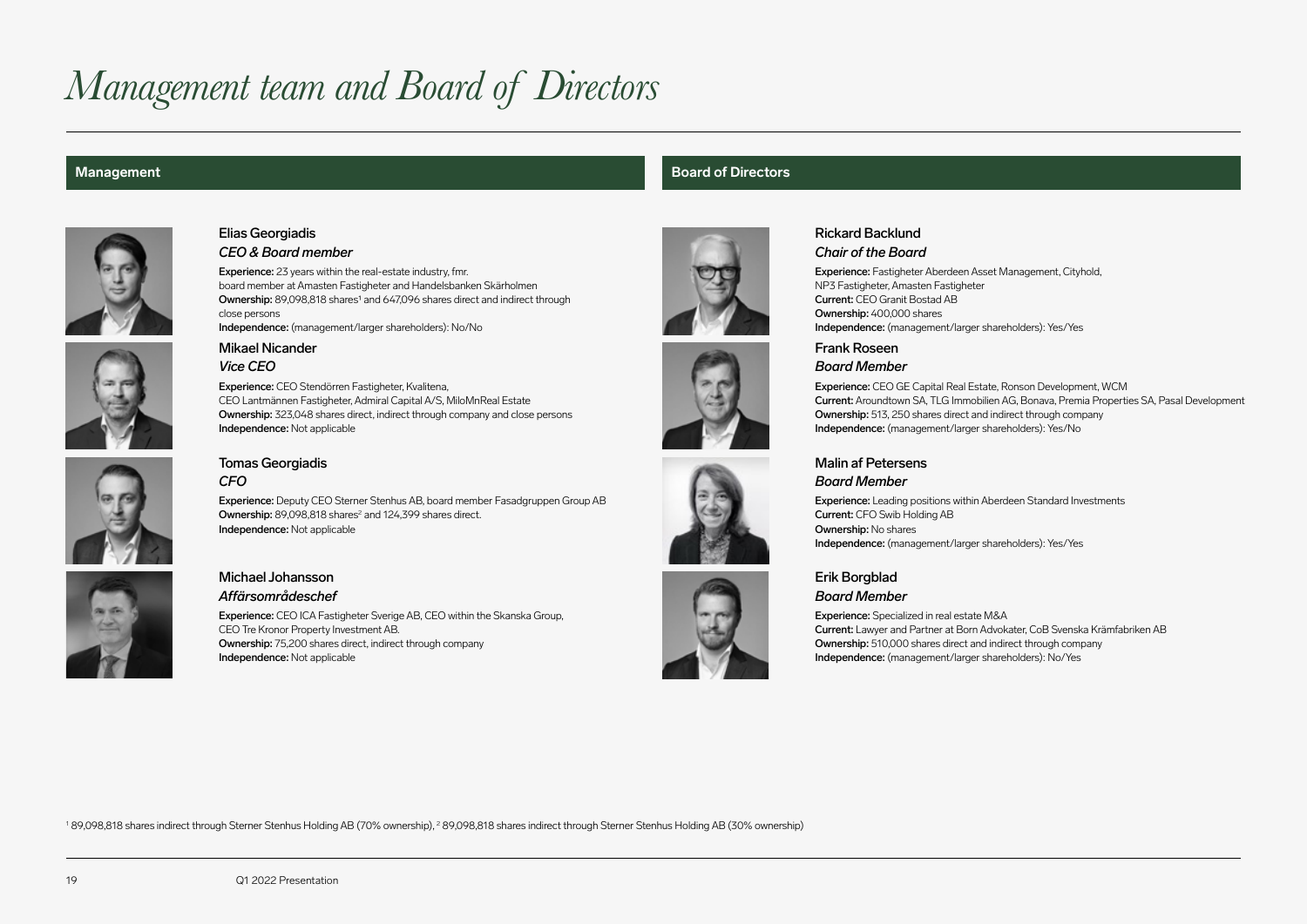# Management team and Board of Directors

## Management

### Elias Georgiadis
*CEO & Board member*

**Experience:** 23 years within the real-estate industry, fmr. board member at Amasten Fastigheter and Handelsbanken Skärholmen
**Ownership:** 89,098,818 shares[1] and 647,096 shares direct and indirect through close persons
**Independence:** (management/larger shareholders): No/No

### Mikael Nicander
*Vice CEO*

**Experience:** CEO Stendörren Fastigheter, Kvalitena, CEO Lantmännen Fastigheter, Admiral Capital A/S, MiloMnReal Estate
**Ownership:** 323,048 shares direct, indirect through company and close persons
**Independence:** Not applicable

### Tomas Georgiadis
*CFO*

**Experience:** Deputy CEO Sterner Stenhus AB, board member Fasadgruppen Group AB
**Ownership:** 89,098,818 shares[2] and 124,399 shares direct.
**Independence:** Not applicable

### Michael Johansson
*Affärsområdeschef*

**Experience:** CEO ICA Fastigheter Sverige AB, CEO within the Skanska Group, CEO Tre Kronor Property Investment AB.
**Ownership:** 75,200 shares direct, indirect through company
**Independence:** Not applicable

## Board of Directors

### Rickard Backlund
*Chair of the Board*

**Experience:** Fastigheter Aberdeen Asset Management, Cityhold, NP3 Fastigheter, Amasten Fastigheter
**Current:** CEO Granit Bostad AB
**Ownership:** 400,000 shares
**Independence:** (management/larger shareholders): Yes/Yes

### Frank Roseen
*Board Member*

**Experience:** CEO GE Capital Real Estate, Ronson Development, WCM
**Current:** Aroundtown SA, TLG Immobilien AG, Bonava, Premia Properties SA, Pasal Development
**Ownership:** 513, 250 shares direct and indirect through company
**Independence:** (management/larger shareholders): Yes/No

### Malin af Petersens
*Board Member*

**Experience:** Leading positions within Aberdeen Standard Investments
**Current:** CFO Swib Holding AB
**Ownership:** No shares
**Independence:** (management/larger shareholders): Yes/Yes

### Erik Borgblad
*Board Member*

**Experience:** Specialized in real estate M&A
**Current:** Lawyer and Partner at Born Advokater, CoB Svenska Krämfabriken AB
**Ownership:** 510,000 shares direct and indirect through company
**Independence:** (management/larger shareholders): No/Yes

[1] 89,098,818 shares indirect through Sterner Stenhus Holding AB (70% ownership), [2] 89,098,818 shares indirect through Sterner Stenhus Holding AB (30% ownership)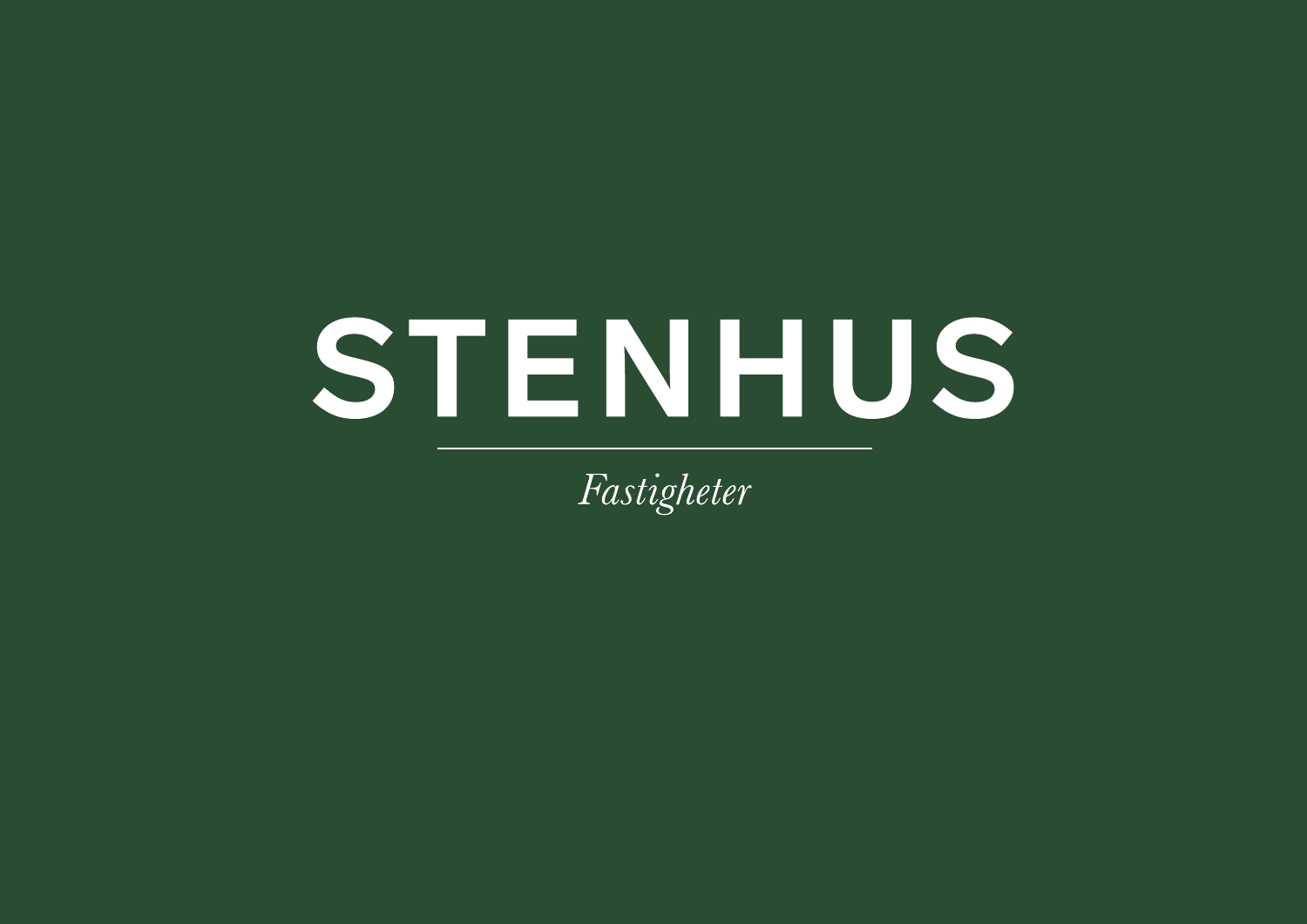# STENHUS

*Fastigheter*